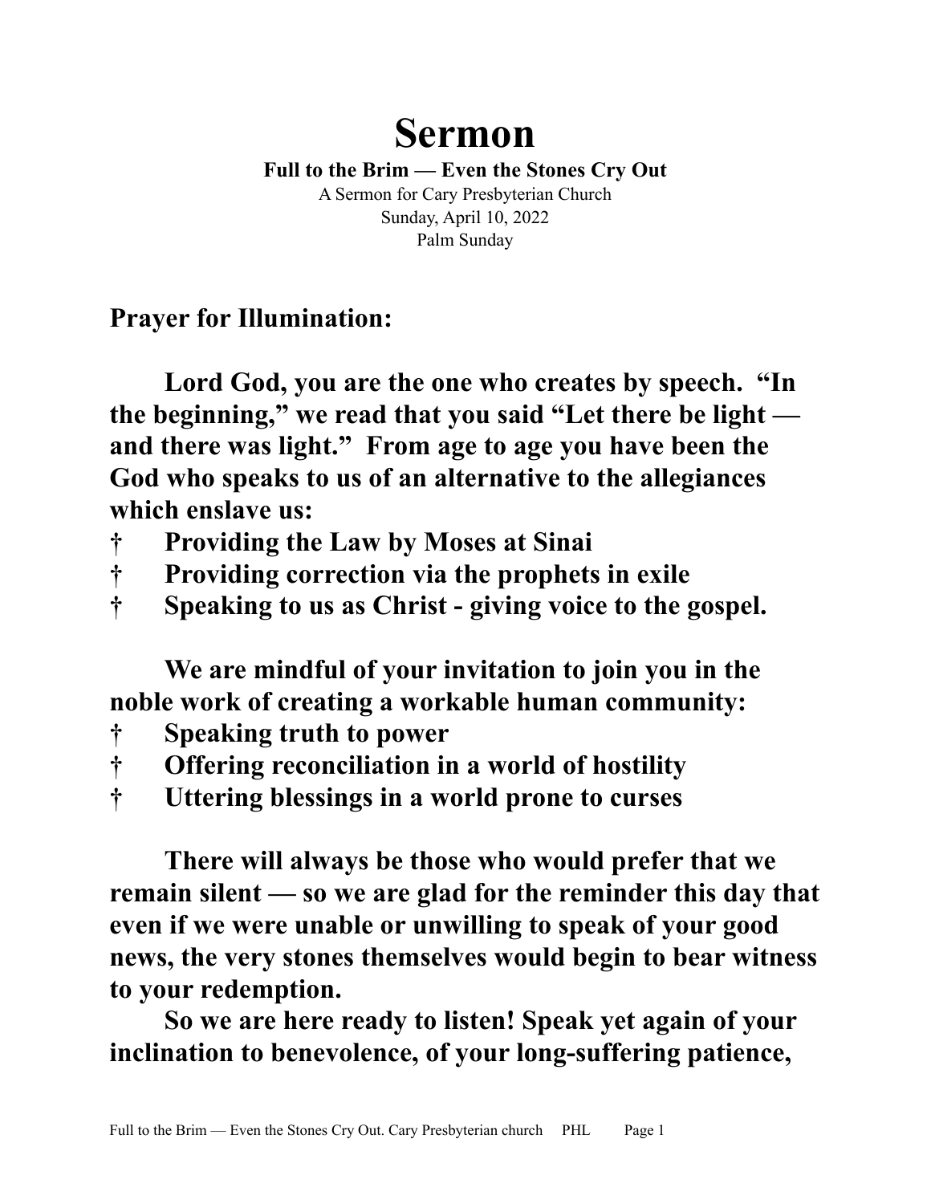# Sermon

**Full to the Brim — Even the Stones Cry Out**

A Sermon for Cary Presbyterian Church
Sunday, April 10, 2022
Palm Sunday

## Prayer for Illumination:

**Lord God, you are the one who creates by speech. "In the beginning," we read that you said "Let there be light — and there was light." From age to age you have been the God who speaks to us of an alternative to the allegiances which enslave us:**

- **† Providing the Law by Moses at Sinai**
- **† Providing correction via the prophets in exile**
- **† Speaking to us as Christ - giving voice to the gospel.**

**We are mindful of your invitation to join you in the noble work of creating a workable human community:**

- **† Speaking truth to power**
- **† Offering reconciliation in a world of hostility**
- **† Uttering blessings in a world prone to curses**

**There will always be those who would prefer that we remain silent — so we are glad for the reminder this day that even if we were unable or unwilling to speak of your good news, the very stones themselves would begin to bear witness to your redemption.**

**So we are here ready to listen! Speak yet again of your inclination to benevolence, of your long-suffering patience,**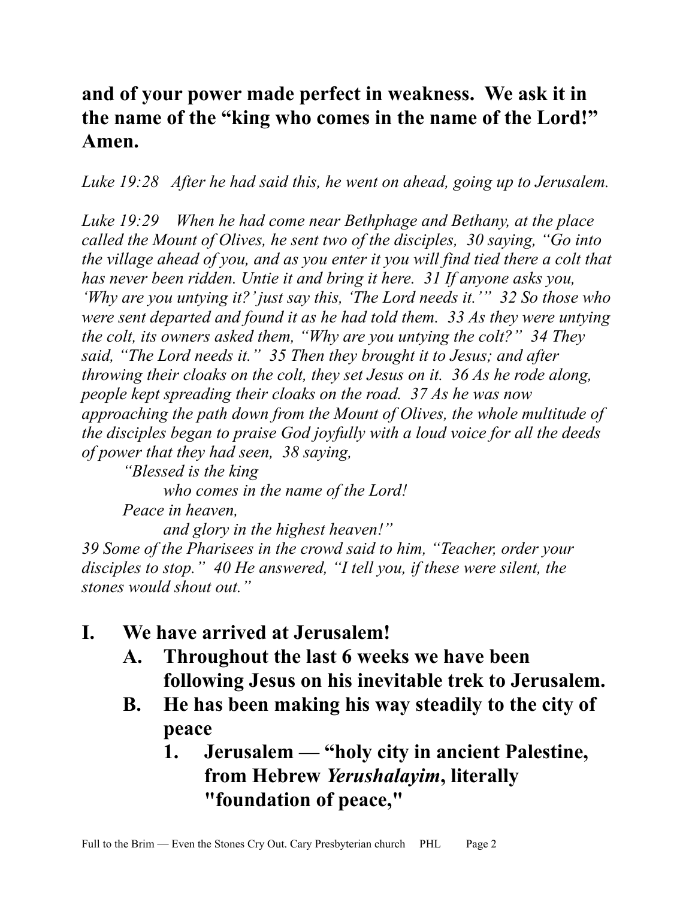**and of your power made perfect in weakness. We ask it in the name of the "king who comes in the name of the Lord!" Amen.**

*Luke 19:28 After he had said this, he went on ahead, going up to Jerusalem.*

*Luke 19:29 When he had come near Bethphage and Bethany, at the place called the Mount of Olives, he sent two of the disciples, 30 saying, "Go into the village ahead of you, and as you enter it you will find tied there a colt that has never been ridden. Untie it and bring it here. 31 If anyone asks you, 'Why are you untying it?' just say this, 'The Lord needs it.'" 32 So those who were sent departed and found it as he had told them. 33 As they were untying the colt, its owners asked them, "Why are you untying the colt?" 34 They said, "The Lord needs it." 35 Then they brought it to Jesus; and after throwing their cloaks on the colt, they set Jesus on it. 36 As he rode along, people kept spreading their cloaks on the road. 37 As he was now approaching the path down from the Mount of Olives, the whole multitude of the disciples began to praise God joyfully with a loud voice for all the deeds of power that they had seen, 38 saying,*

> *"Blessed is the king*
> > *who comes in the name of the Lord!*
>
> *Peace in heaven,*
> > *and glory in the highest heaven!"*

*39 Some of the Pharisees in the crowd said to him, "Teacher, order your disciples to stop." 40 He answered, "I tell you, if these were silent, the stones would shout out."*

- **I. We have arrived at Jerusalem!**
  - **A. Throughout the last 6 weeks we have been following Jesus on his inevitable trek to Jerusalem.**
  - **B. He has been making his way steadily to the city of peace**
    - **1. Jerusalem — "holy city in ancient Palestine, from Hebrew *Yerushalayim*, literally "foundation of peace,"**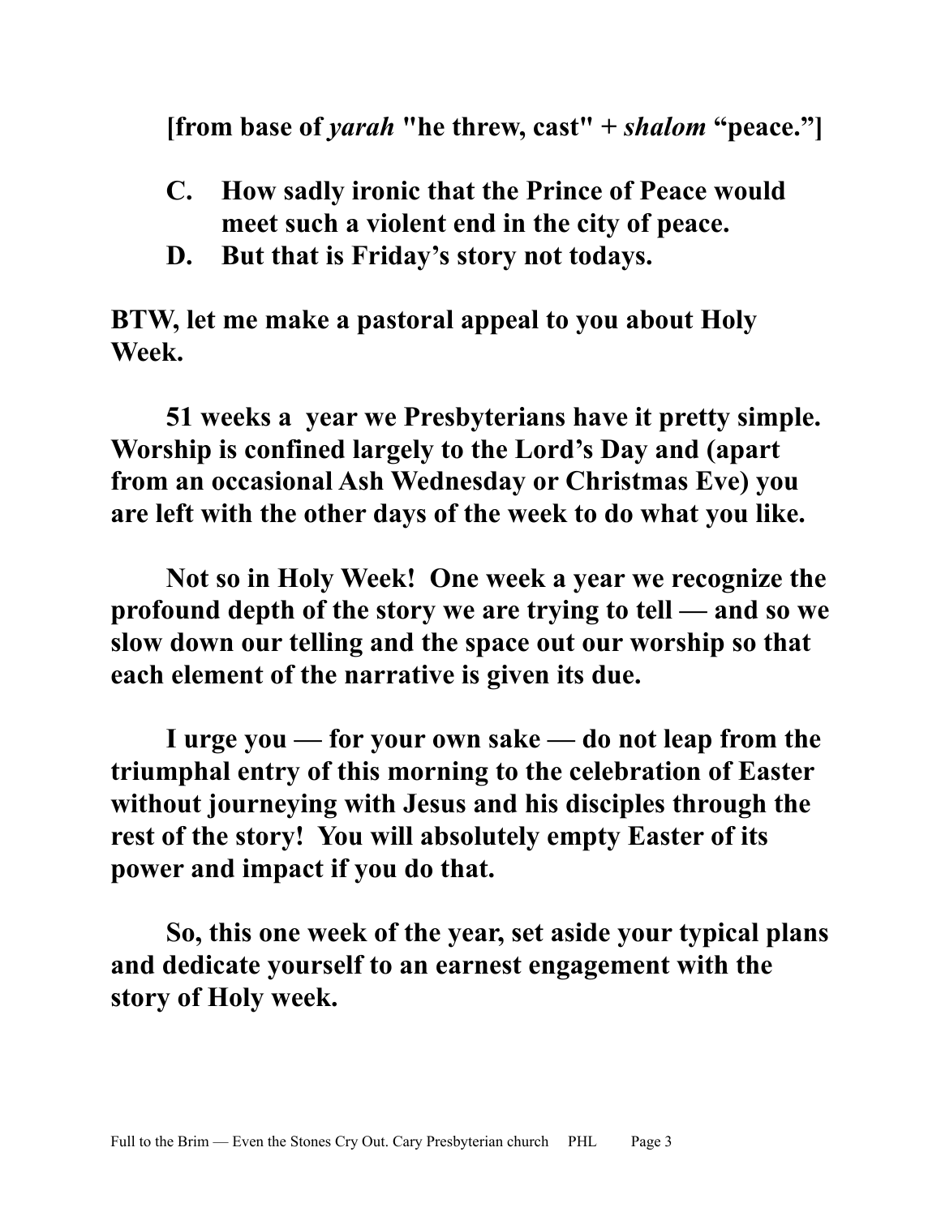**[from base of *yarah* "he threw, cast" + *shalom* "peace."]**

**C. How sadly ironic that the Prince of Peace would meet such a violent end in the city of peace.**

**D. But that is Friday's story not todays.**

**BTW, let me make a pastoral appeal to you about Holy Week.**

**51 weeks a year we Presbyterians have it pretty simple. Worship is confined largely to the Lord's Day and (apart from an occasional Ash Wednesday or Christmas Eve) you are left with the other days of the week to do what you like.**

**Not so in Holy Week! One week a year we recognize the profound depth of the story we are trying to tell — and so we slow down our telling and the space out our worship so that each element of the narrative is given its due.**

**I urge you — for your own sake — do not leap from the triumphal entry of this morning to the celebration of Easter without journeying with Jesus and his disciples through the rest of the story! You will absolutely empty Easter of its power and impact if you do that.**

**So, this one week of the year, set aside your typical plans and dedicate yourself to an earnest engagement with the story of Holy week.**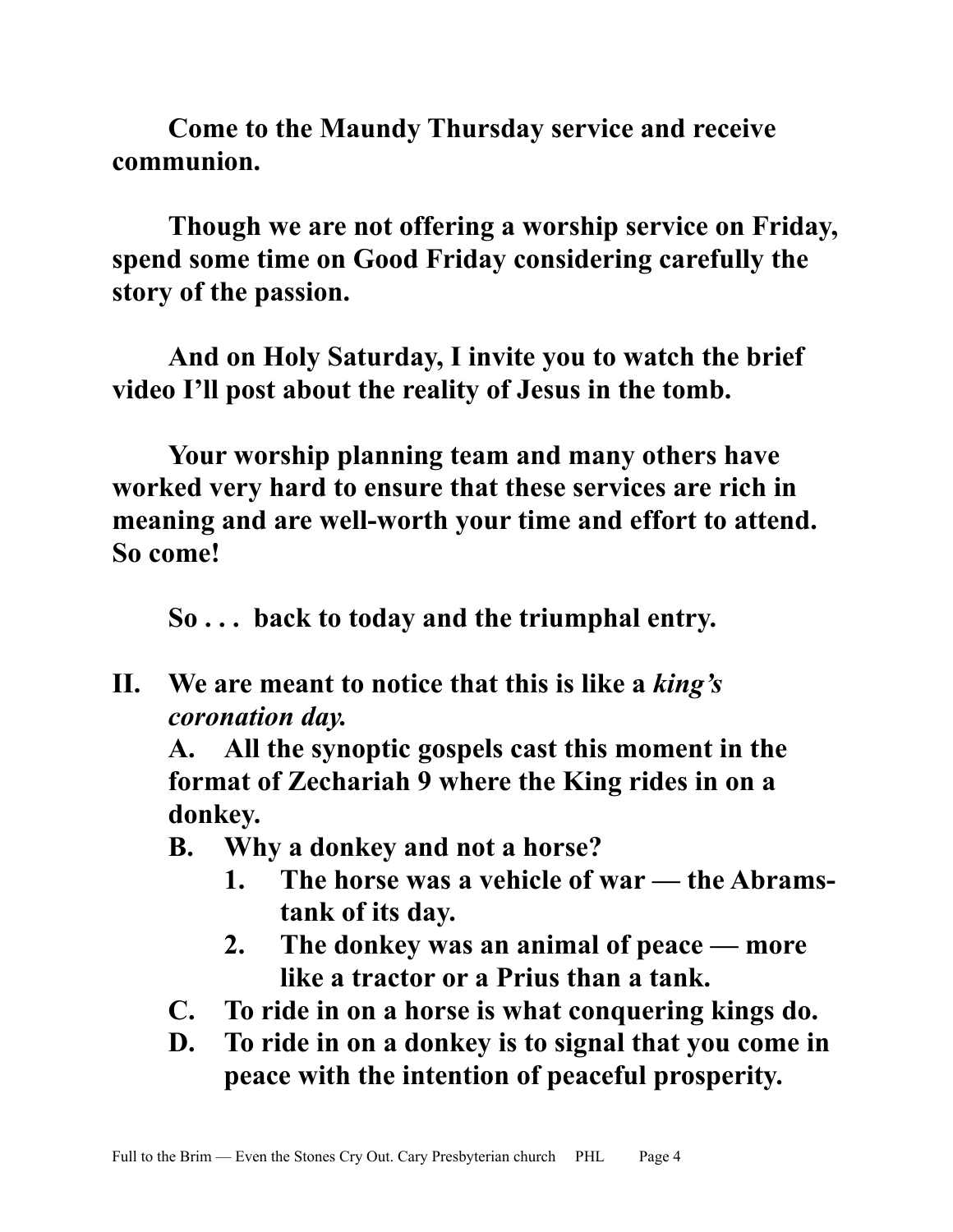**Come to the Maundy Thursday service and receive communion.**

**Though we are not offering a worship service on Friday, spend some time on Good Friday considering carefully the story of the passion.**

**And on Holy Saturday, I invite you to watch the brief video I'll post about the reality of Jesus in the tomb.**

**Your worship planning team and many others have worked very hard to ensure that these services are rich in meaning and are well-worth your time and effort to attend. So come!**

**So . . . back to today and the triumphal entry.**

**II. We are meant to notice that this is like a *king's coronation day.***

   **A. All the synoptic gospels cast this moment in the format of Zechariah 9 where the King rides in on a donkey.**

   **B. Why a donkey and not a horse?**

      **1. The horse was a vehicle of war — the Abrams-tank of its day.**

      **2. The donkey was an animal of peace — more like a tractor or a Prius than a tank.**

   **C. To ride in on a horse is what conquering kings do.**

   **D. To ride in on a donkey is to signal that you come in peace with the intention of peaceful prosperity.**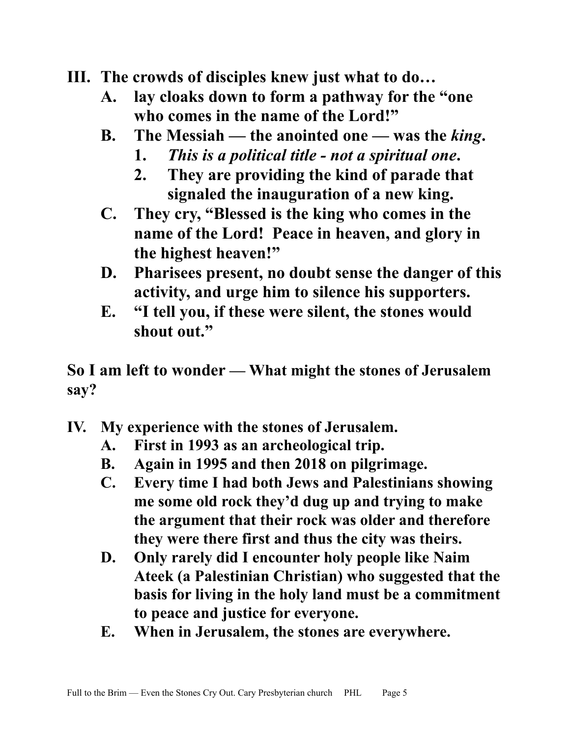**III. The crowds of disciples knew just what to do…**

- **A. lay cloaks down to form a pathway for the "one who comes in the name of the Lord!"**
- **B. The Messiah — the anointed one — was the *king*.**
  - **1. *This is a political title - not a spiritual one*.**
  - **2. They are providing the kind of parade that signaled the inauguration of a new king.**
- **C. They cry, "Blessed is the king who comes in the name of the Lord! Peace in heaven, and glory in the highest heaven!"**
- **D. Pharisees present, no doubt sense the danger of this activity, and urge him to silence his supporters.**
- **E. "I tell you, if these were silent, the stones would shout out."**

**So I am left to wonder — What might the stones of Jerusalem say?**

**IV. My experience with the stones of Jerusalem.**

- **A. First in 1993 as an archeological trip.**
- **B. Again in 1995 and then 2018 on pilgrimage.**
- **C. Every time I had both Jews and Palestinians showing me some old rock they'd dug up and trying to make the argument that their rock was older and therefore they were there first and thus the city was theirs.**
- **D. Only rarely did I encounter holy people like Naim Ateek (a Palestinian Christian) who suggested that the basis for living in the holy land must be a commitment to peace and justice for everyone.**
- **E. When in Jerusalem, the stones are everywhere.**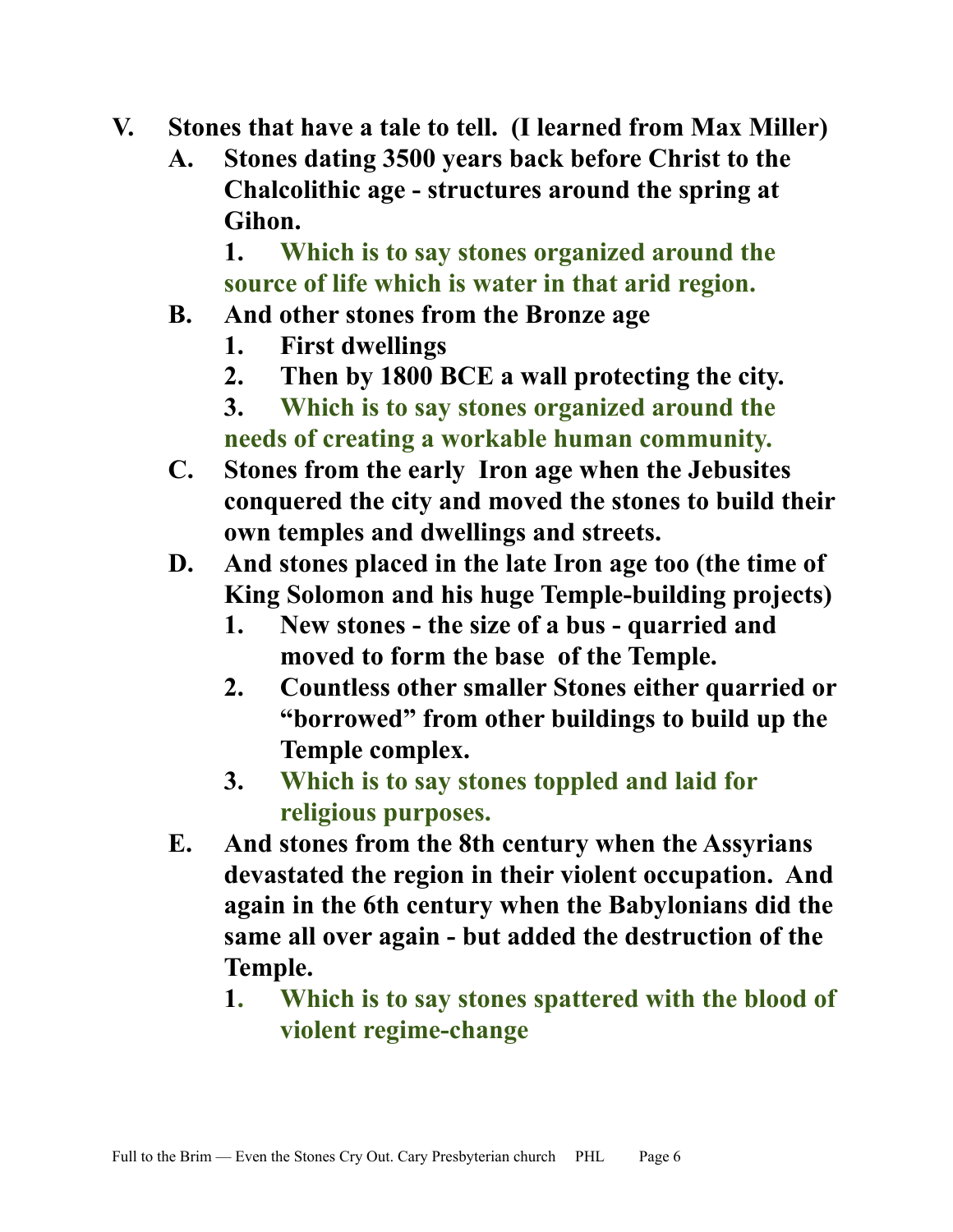V. **Stones that have a tale to tell. (I learned from Max Miller)**

   A. **Stones dating 3500 years back before Christ to the Chalcolithic age - structures around the spring at Gihon.**

      1. **Which is to say stones organized around the source of life which is water in that arid region.**

   B. **And other stones from the Bronze age**

      1. **First dwellings**
      2. **Then by 1800 BCE a wall protecting the city.**
      3. **Which is to say stones organized around the needs of creating a workable human community.**

   C. **Stones from the early Iron age when the Jebusites conquered the city and moved the stones to build their own temples and dwellings and streets.**

   D. **And stones placed in the late Iron age too (the time of King Solomon and his huge Temple-building projects)**

      1. **New stones - the size of a bus - quarried and moved to form the base of the Temple.**
      2. **Countless other smaller Stones either quarried or "borrowed" from other buildings to build up the Temple complex.**
      3. **Which is to say stones toppled and laid for religious purposes.**

   E. **And stones from the 8th century when the Assyrians devastated the region in their violent occupation. And again in the 6th century when the Babylonians did the same all over again - but added the destruction of the Temple.**

      1. **Which is to say stones spattered with the blood of violent regime-change**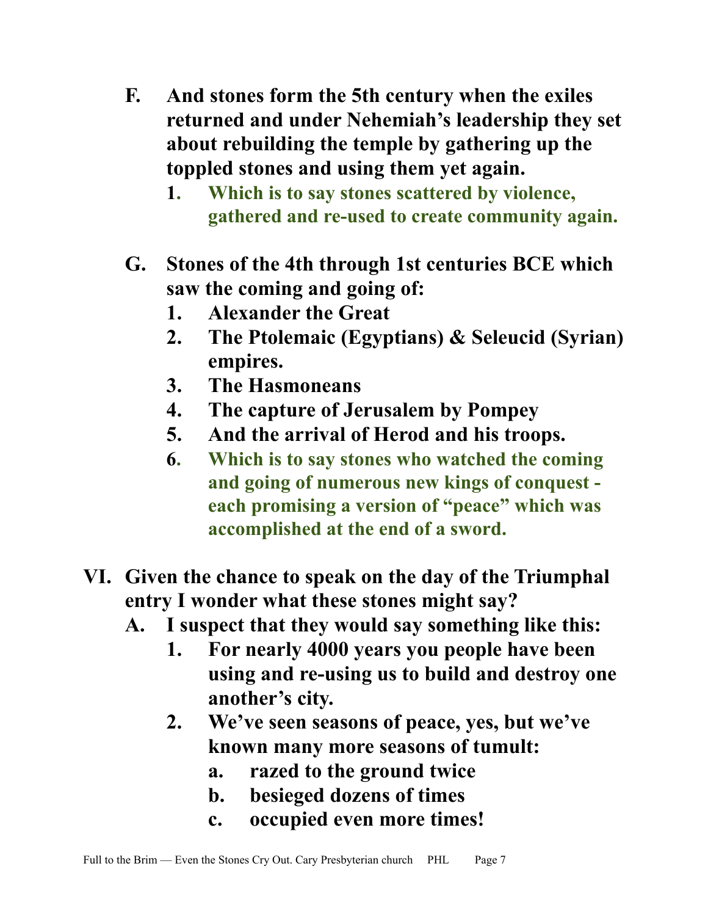- **F. And stones form the 5th century when the exiles returned and under Nehemiah's leadership they set about rebuilding the temple by gathering up the toppled stones and using them yet again.**
    - **1. Which is to say stones scattered by violence, gathered and re-used to create community again.**
- **G. Stones of the 4th through 1st centuries BCE which saw the coming and going of:**
    - **1. Alexander the Great**
    - **2. The Ptolemaic (Egyptians) & Seleucid (Syrian) empires.**
    - **3. The Hasmoneans**
    - **4. The capture of Jerusalem by Pompey**
    - **5. And the arrival of Herod and his troops.**
    - **6. Which is to say stones who watched the coming and going of numerous new kings of conquest - each promising a version of "peace" which was accomplished at the end of a sword.**

**VI. Given the chance to speak on the day of the Triumphal entry I wonder what these stones might say?**

- **A. I suspect that they would say something like this:**
    - **1. For nearly 4000 years you people have been using and re-using us to build and destroy one another's city.**
    - **2. We've seen seasons of peace, yes, but we've known many more seasons of tumult:**
        - **a. razed to the ground twice**
        - **b. besieged dozens of times**
        - **c. occupied even more times!**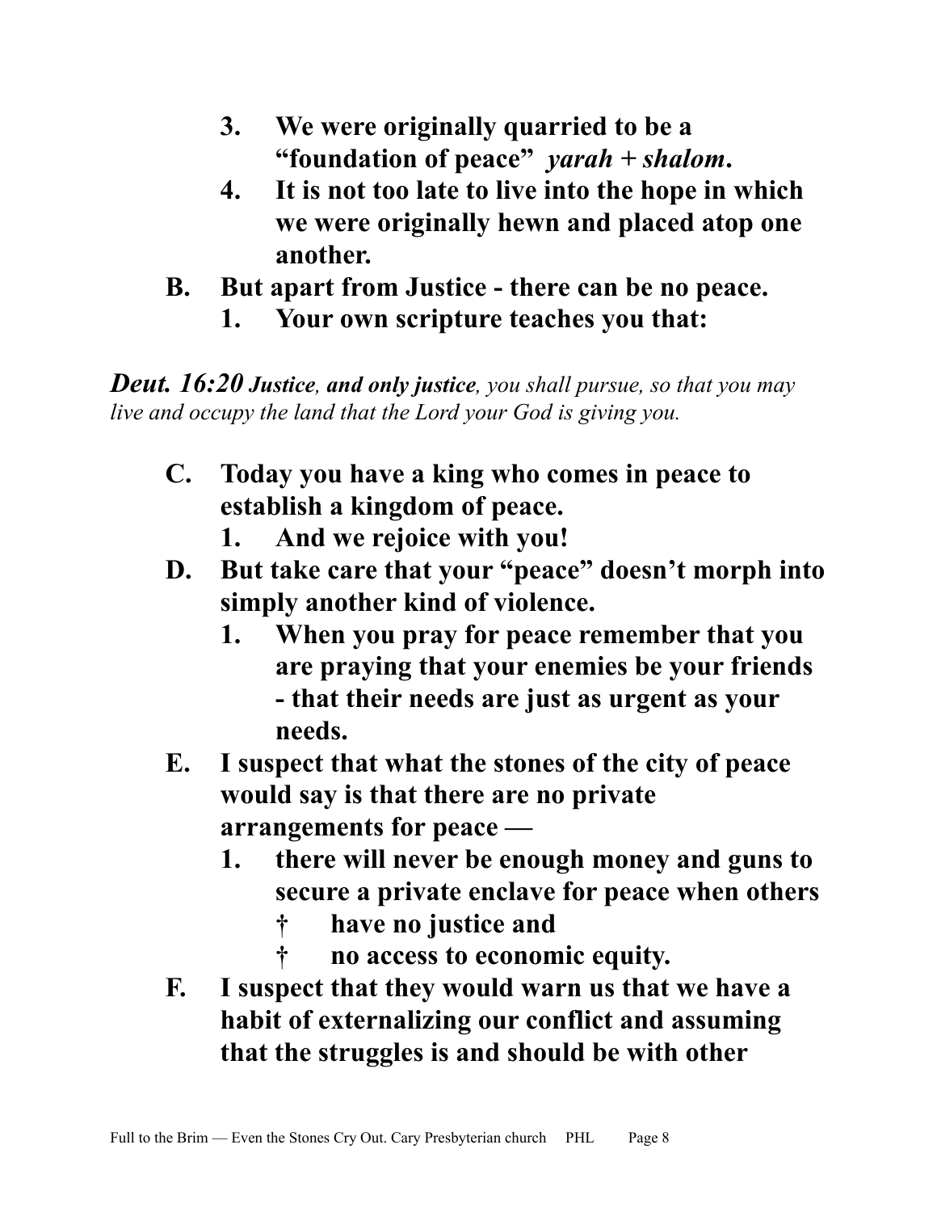3. **We were originally quarried to be a "foundation of peace"** ***yarah + shalom*****.**
4. **It is not too late to live into the hope in which we were originally hewn and placed atop one another.**

B. **But apart from Justice - there can be no peace.**

1. **Your own scripture teaches you that:**

***Deut. 16:20 Justice****, **and only justice**, you shall pursue, so that you may live and occupy the land that the Lord your God is giving you.*

C. **Today you have a king who comes in peace to establish a kingdom of peace.**

1. **And we rejoice with you!**

D. **But take care that your "peace" doesn't morph into simply another kind of violence.**

1. **When you pray for peace remember that you are praying that your enemies be your friends - that their needs are just as urgent as your needs.**

E. **I suspect that what the stones of the city of peace would say is that there are no private arrangements for peace —**

1. **there will never be enough money and guns to secure a private enclave for peace when others**
   - † **have no justice and**
   - † **no access to economic equity.**

F. **I suspect that they would warn us that we have a habit of externalizing our conflict and assuming that the struggles is and should be with other**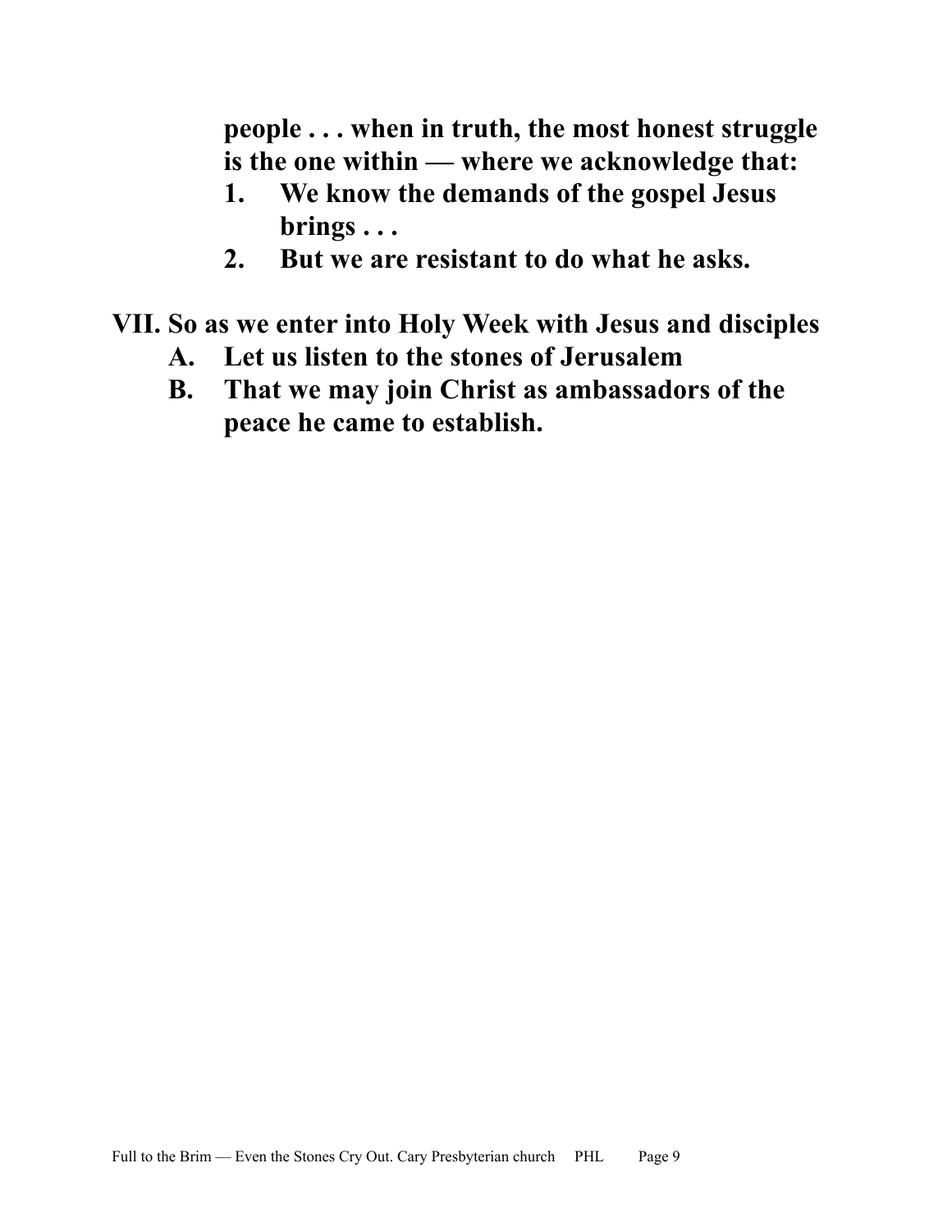**people . . . when in truth, the most honest struggle is the one within — where we acknowledge that:**

1. **We know the demands of the gospel Jesus brings . . .**
2. **But we are resistant to do what he asks.**

**VII. So as we enter into Holy Week with Jesus and disciples**

- **A. Let us listen to the stones of Jerusalem**
- **B. That we may join Christ as ambassadors of the peace he came to establish.**